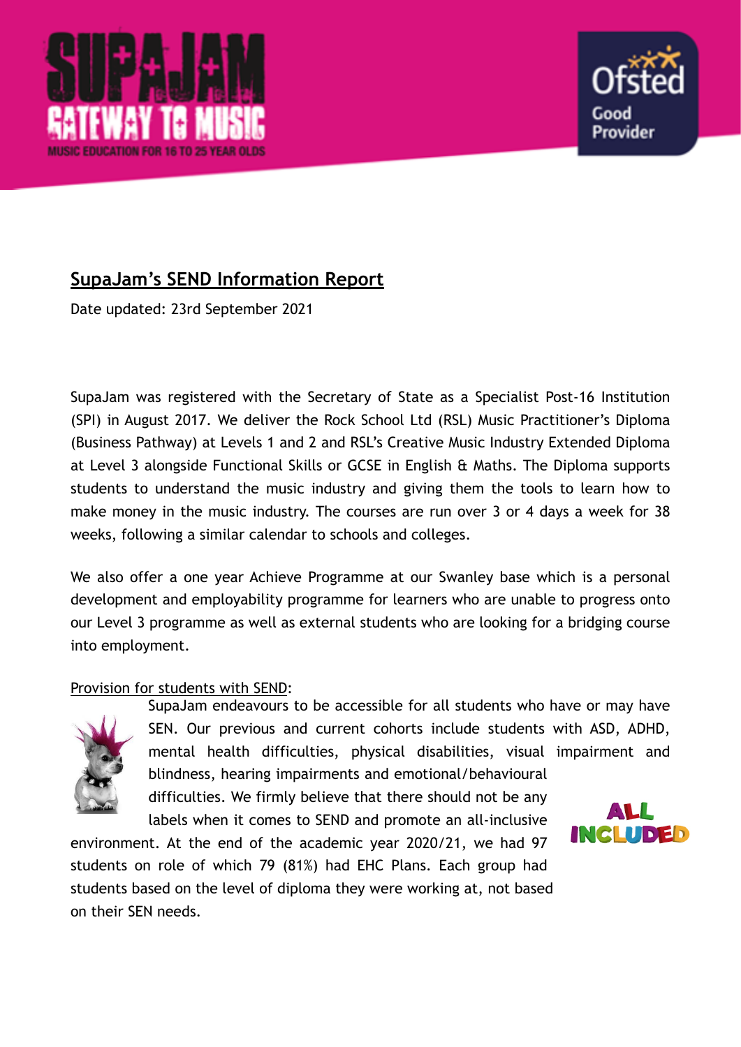# SupaJam's SEND Information Report

Date updated: 23rd September 2021

SupaJam was registered with the Secretary of State as a Specialist Post-16 Institution (SPI) in August 2017. We deliver the Rock School Ltd (RSL) Music Practitioner's Diploma (Business Pathway) at Levels 1 and 2 and RSL's Creative Music Industry Extended Diploma at Level 3 alongside Functional Skills or GCSE in English & Maths. The Diploma supports students to understand the music industry and giving them the tools to learn how to make money in the music industry. The courses are run over 3 or 4 days a week for 38 weeks, following a similar calendar to schools and colleges.

We also offer a one year Achieve Programme at our Swanley base which is a personal development and employability programme for learners who are unable to progress onto our Level 3 programme as well as external students who are looking for a bridging course into employment.

## Provision for students with SEND:

SupaJam endeavours to be accessible for all students who have or may have SEN. Our previous and current cohorts include students with ASD, ADHD, mental health difficulties, physical disabilities, visual impairment and blindness, hearing impairments and emotional/behavioural difficulties. We firmly believe that there should not be any labels when it comes to SEND and promote an all-inclusive environment. At the end of the academic year 2020/21, we had 97 students on role of which 79 (81%) had EHC Plans. Each group had students based on the level of diploma they were working at, not based on their SEN needs.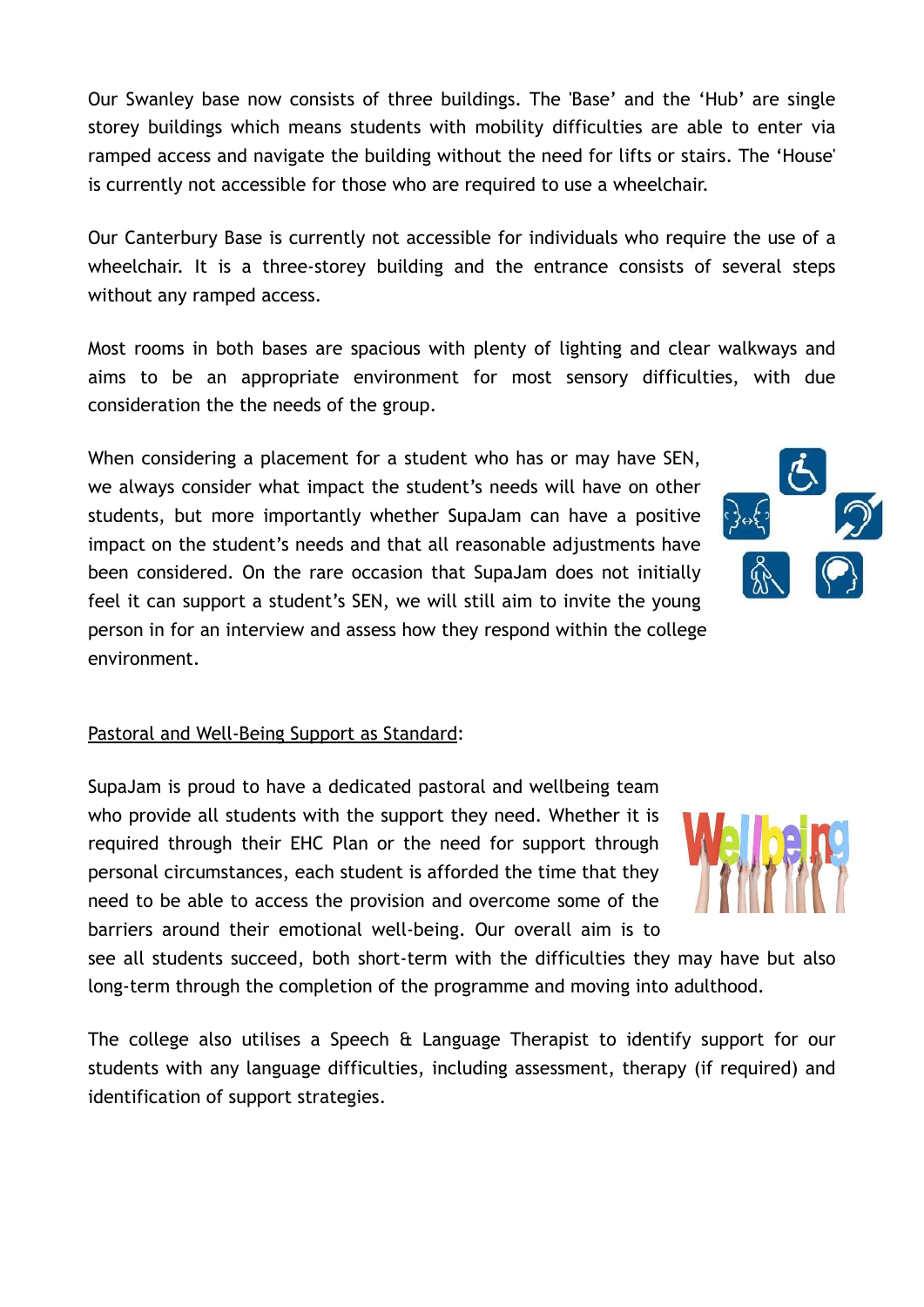Our Swanley base now consists of three buildings. The 'Base' and the 'Hub' are single storey buildings which means students with mobility difficulties are able to enter via ramped access and navigate the building without the need for lifts or stairs. The 'House' is currently not accessible for those who are required to use a wheelchair.

Our Canterbury Base is currently not accessible for individuals who require the use of a wheelchair. It is a three-storey building and the entrance consists of several steps without any ramped access.

Most rooms in both bases are spacious with plenty of lighting and clear walkways and aims to be an appropriate environment for most sensory difficulties, with due consideration the the needs of the group.

When considering a placement for a student who has or may have SEN, we always consider what impact the student's needs will have on other students, but more importantly whether SupaJam can have a positive impact on the student's needs and that all reasonable adjustments have been considered. On the rare occasion that SupaJam does not initially feel it can support a student's SEN, we will still aim to invite the young person in for an interview and assess how they respond within the college environment.

<u>Pastoral and Well-Being Support as Standard</u>:

SupaJam is proud to have a dedicated pastoral and wellbeing team who provide all students with the support they need. Whether it is required through their EHC Plan or the need for support through personal circumstances, each student is afforded the time that they need to be able to access the provision and overcome some of the barriers around their emotional well-being. Our overall aim is to see all students succeed, both short-term with the difficulties they may have but also long-term through the completion of the programme and moving into adulthood.

The college also utilises a Speech & Language Therapist to identify support for our students with any language difficulties, including assessment, therapy (if required) and identification of support strategies.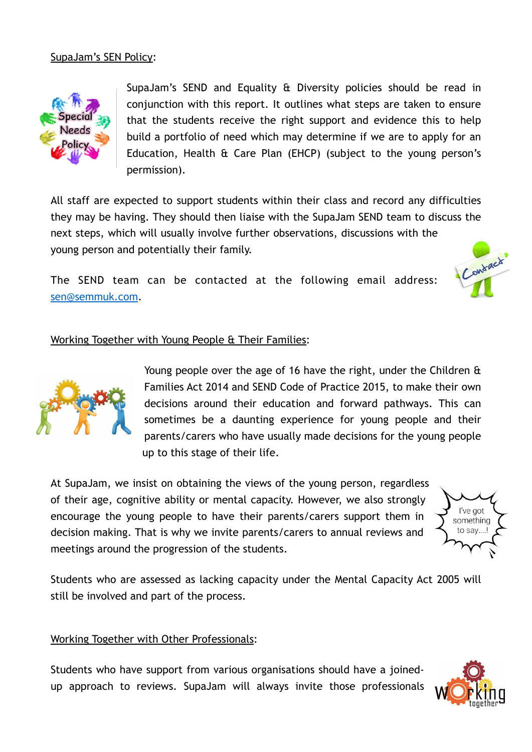## SupaJam's SEN Policy:

SupaJam's SEND and Equality & Diversity policies should be read in conjunction with this report. It outlines what steps are taken to ensure that the students receive the right support and evidence this to help build a portfolio of need which may determine if we are to apply for an Education, Health & Care Plan (EHCP) (subject to the young person's permission).

All staff are expected to support students within their class and record any difficulties they may be having. They should then liaise with the SupaJam SEND team to discuss the next steps, which will usually involve further observations, discussions with the young person and potentially their family.

The SEND team can be contacted at the following email address: sen@semmuk.com.

## Working Together with Young People & Their Families:

Young people over the age of 16 have the right, under the Children & Families Act 2014 and SEND Code of Practice 2015, to make their own decisions around their education and forward pathways. This can sometimes be a daunting experience for young people and their parents/carers who have usually made decisions for the young people up to this stage of their life.

At SupaJam, we insist on obtaining the views of the young person, regardless of their age, cognitive ability or mental capacity. However, we also strongly encourage the young people to have their parents/carers support them in decision making. That is why we invite parents/carers to annual reviews and meetings around the progression of the students.

Students who are assessed as lacking capacity under the Mental Capacity Act 2005 will still be involved and part of the process.

## Working Together with Other Professionals:

Students who have support from various organisations should have a joined-up approach to reviews. SupaJam will always invite those professionals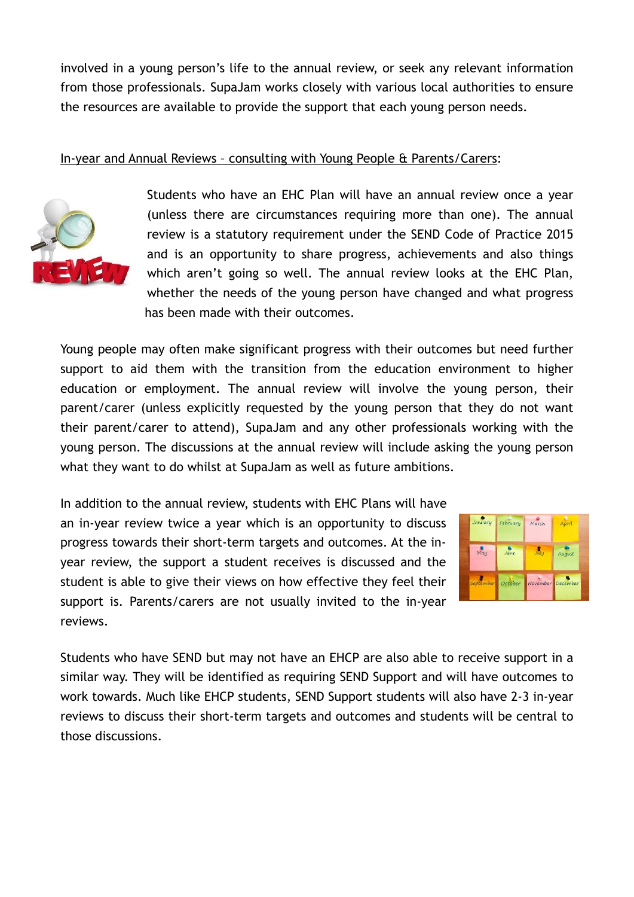involved in a young person's life to the annual review, or seek any relevant information from those professionals. SupaJam works closely with various local authorities to ensure the resources are available to provide the support that each young person needs.

<u>In-year and Annual Reviews – consulting with Young People & Parents/Carers</u>:

Students who have an EHC Plan will have an annual review once a year (unless there are circumstances requiring more than one). The annual review is a statutory requirement under the SEND Code of Practice 2015 and is an opportunity to share progress, achievements and also things which aren't going so well. The annual review looks at the EHC Plan, whether the needs of the young person have changed and what progress has been made with their outcomes.

Young people may often make significant progress with their outcomes but need further support to aid them with the transition from the education environment to higher education or employment. The annual review will involve the young person, their parent/carer (unless explicitly requested by the young person that they do not want their parent/carer to attend), SupaJam and any other professionals working with the young person. The discussions at the annual review will include asking the young person what they want to do whilst at SupaJam as well as future ambitions.

In addition to the annual review, students with EHC Plans will have an in-year review twice a year which is an opportunity to discuss progress towards their short-term targets and outcomes. At the in-year review, the support a student receives is discussed and the student is able to give their views on how effective they feel their support is. Parents/carers are not usually invited to the in-year reviews.

Students who have SEND but may not have an EHCP are also able to receive support in a similar way. They will be identified as requiring SEND Support and will have outcomes to work towards. Much like EHCP students, SEND Support students will also have 2-3 in-year reviews to discuss their short-term targets and outcomes and students will be central to those discussions.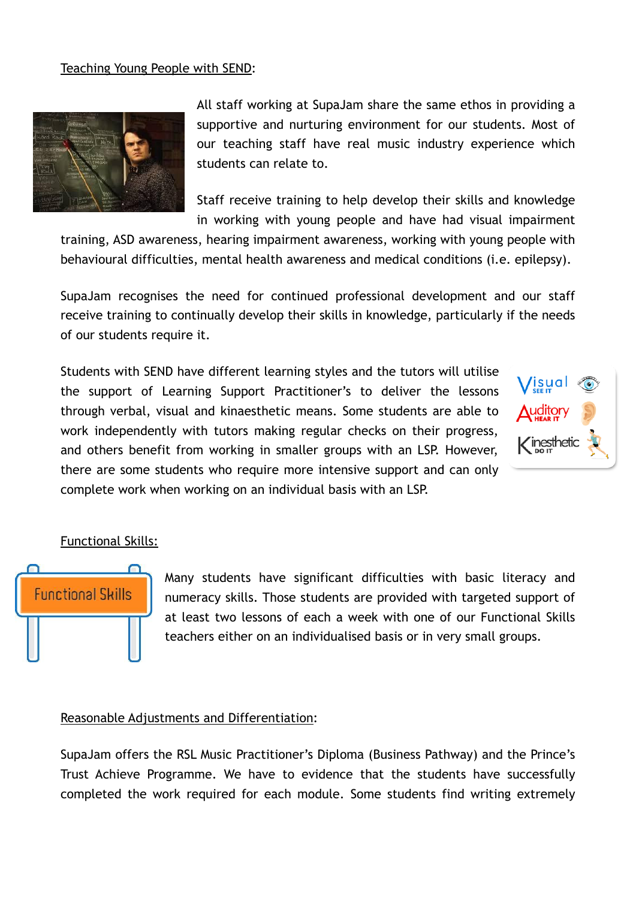Teaching Young People with SEND:

All staff working at SupaJam share the same ethos in providing a supportive and nurturing environment for our students. Most of our teaching staff have real music industry experience which students can relate to.

Staff receive training to help develop their skills and knowledge in working with young people and have had visual impairment training, ASD awareness, hearing impairment awareness, working with young people with behavioural difficulties, mental health awareness and medical conditions (i.e. epilepsy).

SupaJam recognises the need for continued professional development and our staff receive training to continually develop their skills in knowledge, particularly if the needs of our students require it.

Students with SEND have different learning styles and the tutors will utilise the support of Learning Support Practitioner's to deliver the lessons through verbal, visual and kinaesthetic means. Some students are able to work independently with tutors making regular checks on their progress, and others benefit from working in smaller groups with an LSP. However, there are some students who require more intensive support and can only complete work when working on an individual basis with an LSP.

Functional Skills:

Many students have significant difficulties with basic literacy and numeracy skills. Those students are provided with targeted support of at least two lessons of each a week with one of our Functional Skills teachers either on an individualised basis or in very small groups.

Reasonable Adjustments and Differentiation:

SupaJam offers the RSL Music Practitioner's Diploma (Business Pathway) and the Prince's Trust Achieve Programme. We have to evidence that the students have successfully completed the work required for each module. Some students find writing extremely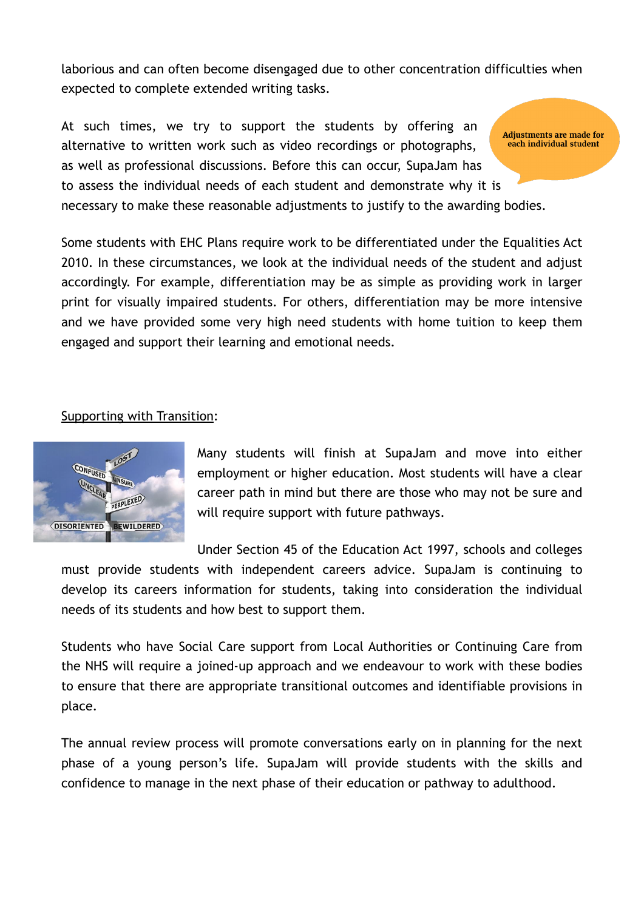laborious and can often become disengaged due to other concentration difficulties when expected to complete extended writing tasks.

At such times, we try to support the students by offering an alternative to written work such as video recordings or photographs, as well as professional discussions. Before this can occur, SupaJam has to assess the individual needs of each student and demonstrate why it is necessary to make these reasonable adjustments to justify to the awarding bodies.

**Adjustments are made for each individual student**

Some students with EHC Plans require work to be differentiated under the Equalities Act 2010. In these circumstances, we look at the individual needs of the student and adjust accordingly. For example, differentiation may be as simple as providing work in larger print for visually impaired students. For others, differentiation may be more intensive and we have provided some very high need students with home tuition to keep them engaged and support their learning and emotional needs.

<u>Supporting with Transition</u>:

Many students will finish at SupaJam and move into either employment or higher education. Most students will have a clear career path in mind but there are those who may not be sure and will require support with future pathways.

Under Section 45 of the Education Act 1997, schools and colleges must provide students with independent careers advice. SupaJam is continuing to develop its careers information for students, taking into consideration the individual needs of its students and how best to support them.

Students who have Social Care support from Local Authorities or Continuing Care from the NHS will require a joined-up approach and we endeavour to work with these bodies to ensure that there are appropriate transitional outcomes and identifiable provisions in place.

The annual review process will promote conversations early on in planning for the next phase of a young person's life. SupaJam will provide students with the skills and confidence to manage in the next phase of their education or pathway to adulthood.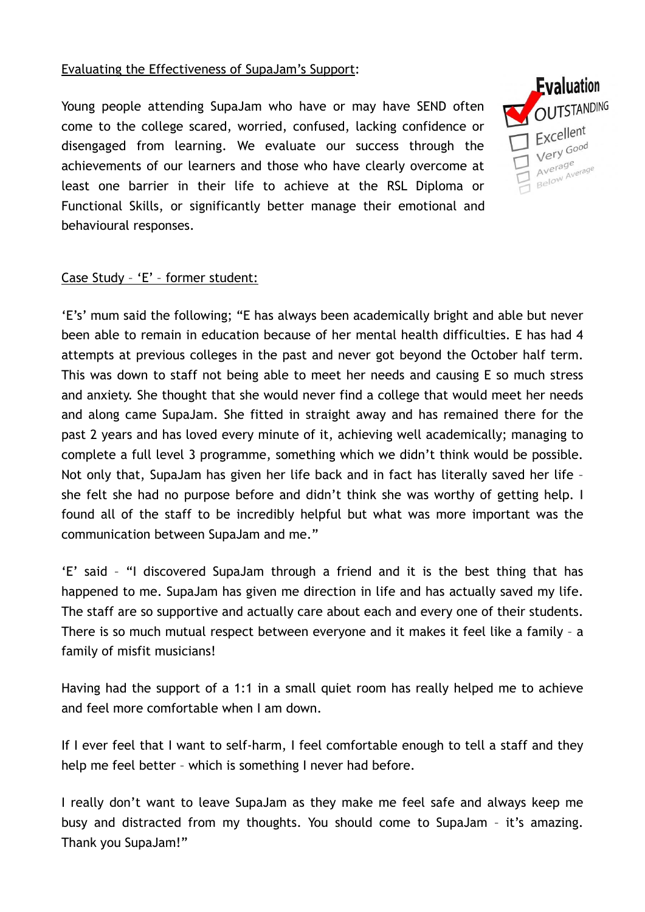Evaluating the Effectiveness of SupaJam's Support:

Young people attending SupaJam who have or may have SEND often come to the college scared, worried, confused, lacking confidence or disengaged from learning. We evaluate our success through the achievements of our learners and those who have clearly overcome at least one barrier in their life to achieve at the RSL Diploma or Functional Skills, or significantly better manage their emotional and behavioural responses.

Case Study – 'E' – former student:

'E's' mum said the following; "E has always been academically bright and able but never been able to remain in education because of her mental health difficulties. E has had 4 attempts at previous colleges in the past and never got beyond the October half term. This was down to staff not being able to meet her needs and causing E so much stress and anxiety. She thought that she would never find a college that would meet her needs and along came SupaJam. She fitted in straight away and has remained there for the past 2 years and has loved every minute of it, achieving well academically; managing to complete a full level 3 programme, something which we didn't think would be possible. Not only that, SupaJam has given her life back and in fact has literally saved her life – she felt she had no purpose before and didn't think she was worthy of getting help. I found all of the staff to be incredibly helpful but what was more important was the communication between SupaJam and me."

'E' said – "I discovered SupaJam through a friend and it is the best thing that has happened to me. SupaJam has given me direction in life and has actually saved my life. The staff are so supportive and actually care about each and every one of their students. There is so much mutual respect between everyone and it makes it feel like a family – a family of misfit musicians!

Having had the support of a 1:1 in a small quiet room has really helped me to achieve and feel more comfortable when I am down.

If I ever feel that I want to self-harm, I feel comfortable enough to tell a staff and they help me feel better – which is something I never had before.

I really don't want to leave SupaJam as they make me feel safe and always keep me busy and distracted from my thoughts. You should come to SupaJam – it's amazing. Thank you SupaJam!"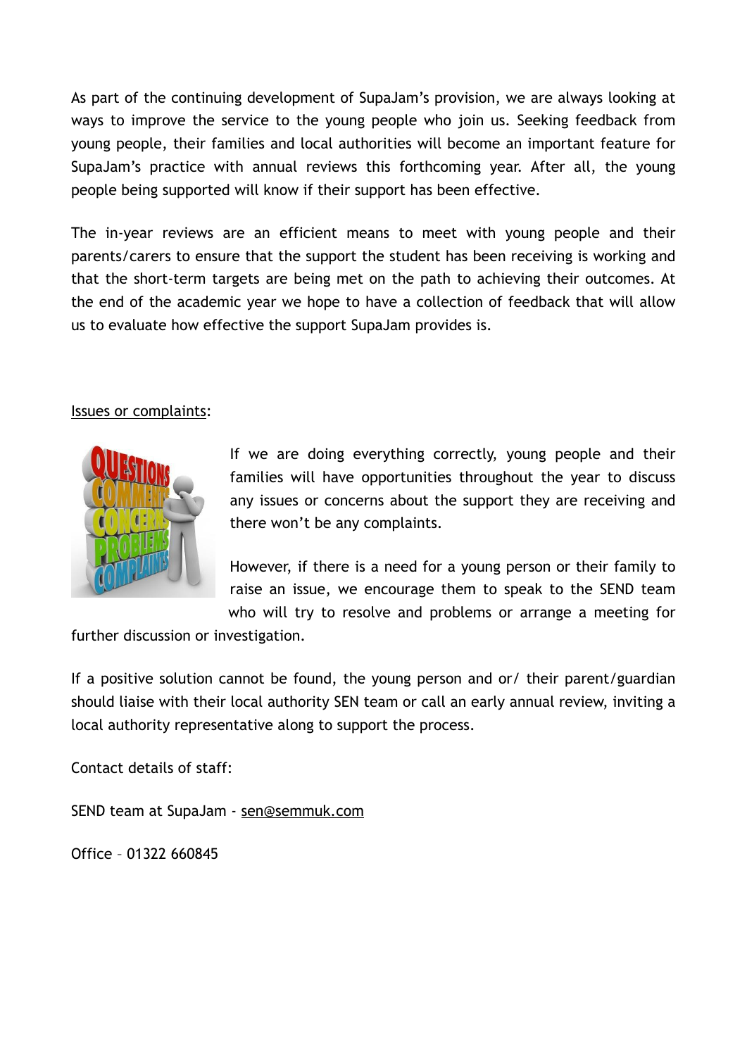As part of the continuing development of SupaJam's provision, we are always looking at ways to improve the service to the young people who join us. Seeking feedback from young people, their families and local authorities will become an important feature for SupaJam's practice with annual reviews this forthcoming year. After all, the young people being supported will know if their support has been effective.

The in-year reviews are an efficient means to meet with young people and their parents/carers to ensure that the support the student has been receiving is working and that the short-term targets are being met on the path to achieving their outcomes. At the end of the academic year we hope to have a collection of feedback that will allow us to evaluate how effective the support SupaJam provides is.

<u>Issues or complaints</u>:

If we are doing everything correctly, young people and their families will have opportunities throughout the year to discuss any issues or concerns about the support they are receiving and there won't be any complaints.

However, if there is a need for a young person or their family to raise an issue, we encourage them to speak to the SEND team who will try to resolve and problems or arrange a meeting for further discussion or investigation.

If a positive solution cannot be found, the young person and or/ their parent/guardian should liaise with their local authority SEN team or call an early annual review, inviting a local authority representative along to support the process.

Contact details of staff:

SEND team at SupaJam - sen@semmuk.com

Office – 01322 660845